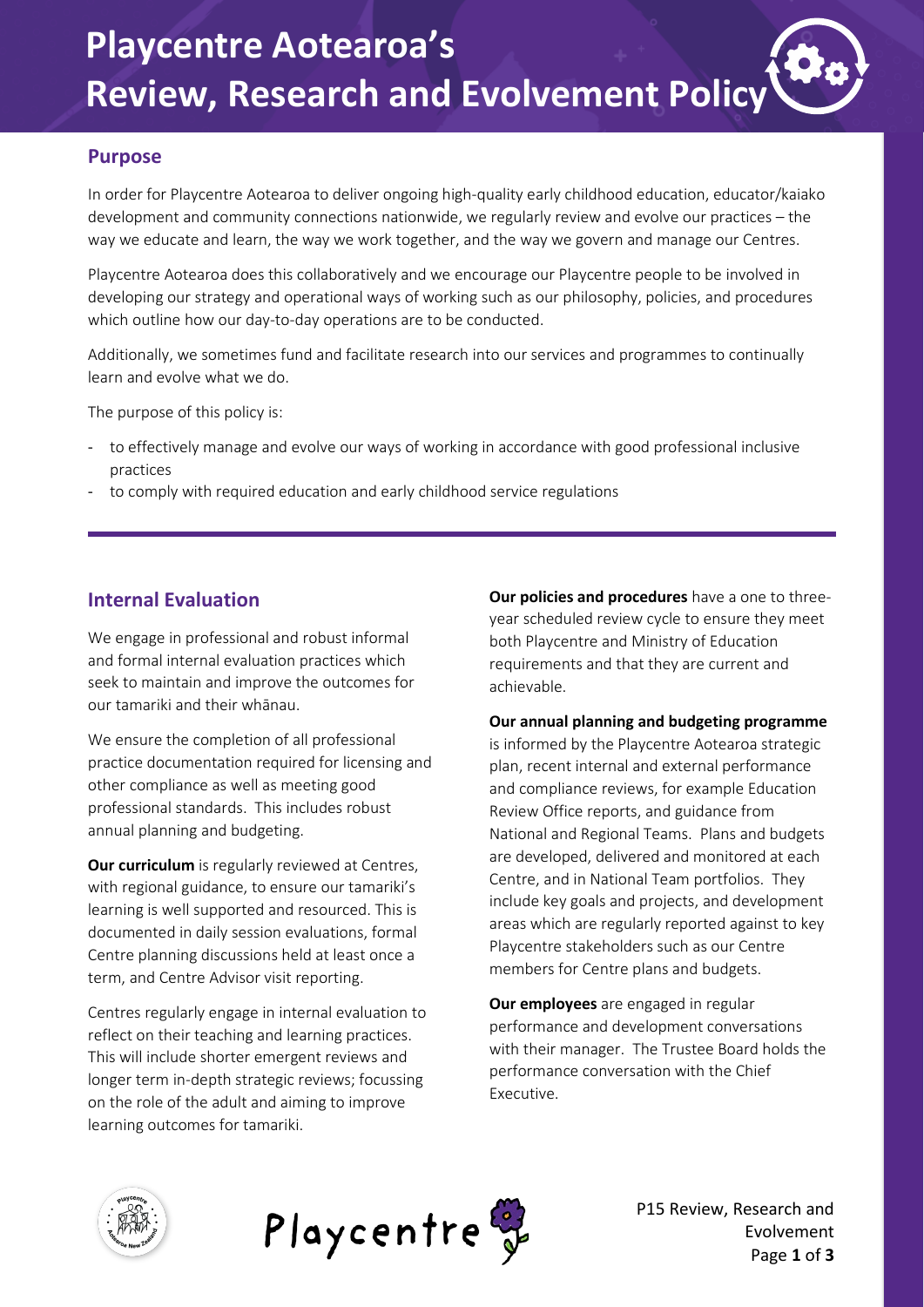# Playcentre Aotearoa's Review, Research and Evolvement Policy

## Purpose

In order for Playcentre Aotearoa to deliver ongoing high-quality early childhood education, educator/kaiako development and community connections nationwide, we regularly review and evolve our practices – the way we educate and learn, the way we work together, and the way we govern and manage our Centres.

Playcentre Aotearoa does this collaboratively and we encourage our Playcentre people to be involved in developing our strategy and operational ways of working such as our philosophy, policies, and procedures which outline how our day-to-day operations are to be conducted.

Additionally, we sometimes fund and facilitate research into our services and programmes to continually learn and evolve what we do.

The purpose of this policy is:

- to effectively manage and evolve our ways of working in accordance with good professional inclusive practices
- to comply with required education and early childhood service regulations

## Internal Evaluation

We engage in professional and robust informal and formal internal evaluation practices which seek to maintain and improve the outcomes for our tamariki and their whānau.

We ensure the completion of all professional practice documentation required for licensing and other compliance as well as meeting good professional standards. This includes robust annual planning and budgeting.

**Our curriculum** is regularly reviewed at Centres, with regional guidance, to ensure our tamariki's learning is well supported and resourced. This is documented in daily session evaluations, formal Centre planning discussions held at least once a term, and Centre Advisor visit reporting.

Centres regularly engage in internal evaluation to reflect on their teaching and learning practices. This will include shorter emergent reviews and longer term in-depth strategic reviews; focussing on the role of the adult and aiming to improve learning outcomes for tamariki.

**Our policies and procedures** have a one to three-year scheduled review cycle to ensure they meet both Playcentre and Ministry of Education requirements and that they are current and achievable.

**Our annual planning and budgeting programme** is informed by the Playcentre Aotearoa strategic plan, recent internal and external performance and compliance reviews, for example Education Review Office reports, and guidance from National and Regional Teams. Plans and budgets are developed, delivered and monitored at each Centre, and in National Team portfolios. They include key goals and projects, and development areas which are regularly reported against to key Playcentre stakeholders such as our Centre members for Centre plans and budgets.

**Our employees** are engaged in regular performance and development conversations with their manager. The Trustee Board holds the performance conversation with the Chief Executive.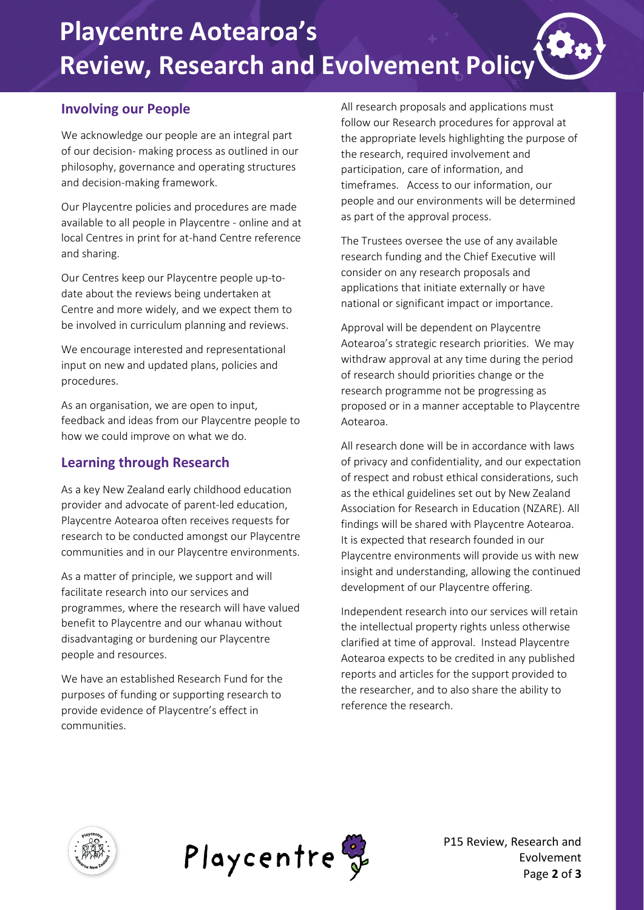## Involving our People

We acknowledge our people are an integral part of our decision- making process as outlined in our philosophy, governance and operating structures and decision-making framework.

Our Playcentre policies and procedures are made available to all people in Playcentre - online and at local Centres in print for at-hand Centre reference and sharing.

Our Centres keep our Playcentre people up-to-date about the reviews being undertaken at Centre and more widely, and we expect them to be involved in curriculum planning and reviews.

We encourage interested and representational input on new and updated plans, policies and procedures.

As an organisation, we are open to input, feedback and ideas from our Playcentre people to how we could improve on what we do.

## Learning through Research

As a key New Zealand early childhood education provider and advocate of parent-led education, Playcentre Aotearoa often receives requests for research to be conducted amongst our Playcentre communities and in our Playcentre environments.

As a matter of principle, we support and will facilitate research into our services and programmes, where the research will have valued benefit to Playcentre and our whanau without disadvantaging or burdening our Playcentre people and resources.

We have an established Research Fund for the purposes of funding or supporting research to provide evidence of Playcentre's effect in communities.

All research proposals and applications must follow our Research procedures for approval at the appropriate levels highlighting the purpose of the research, required involvement and participation, care of information, and timeframes. Access to our information, our people and our environments will be determined as part of the approval process.

The Trustees oversee the use of any available research funding and the Chief Executive will consider on any research proposals and applications that initiate externally or have national or significant impact or importance.

Approval will be dependent on Playcentre Aotearoa's strategic research priorities. We may withdraw approval at any time during the period of research should priorities change or the research programme not be progressing as proposed or in a manner acceptable to Playcentre Aotearoa.

All research done will be in accordance with laws of privacy and confidentiality, and our expectation of respect and robust ethical considerations, such as the ethical guidelines set out by New Zealand Association for Research in Education (NZARE). All findings will be shared with Playcentre Aotearoa. It is expected that research founded in our Playcentre environments will provide us with new insight and understanding, allowing the continued development of our Playcentre offering.

Independent research into our services will retain the intellectual property rights unless otherwise clarified at time of approval. Instead Playcentre Aotearoa expects to be credited in any published reports and articles for the support provided to the researcher, and to also share the ability to reference the research.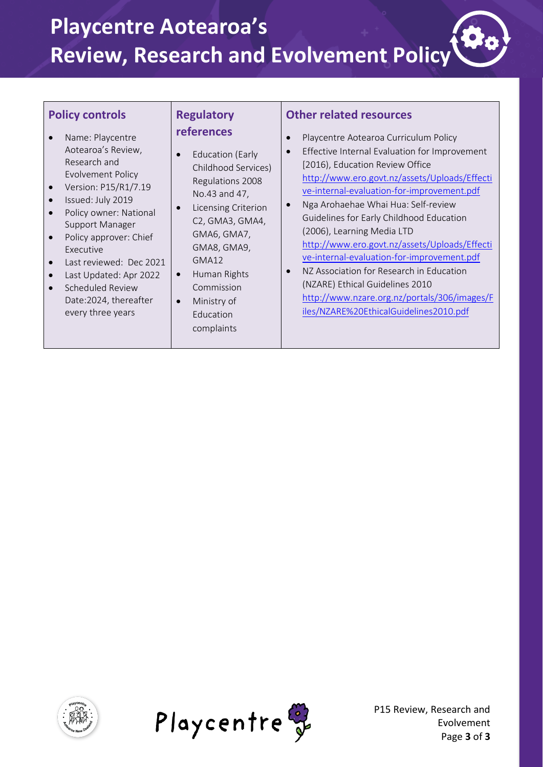# Playcentre Aotearoa's Review, Research and Evolvement Policy

| Policy controls | Regulatory references | Other related resources |
|---|---|---|
| • Name: Playcentre Aotearoa's Review, Research and Evolvement Policy<br>• Version: P15/R1/7.19<br>• Issued: July 2019<br>• Policy owner: National Support Manager<br>• Policy approver: Chief Executive<br>• Last reviewed: Dec 2021<br>• Last Updated: Apr 2022<br>• Scheduled Review Date:2024, thereafter every three years | • Education (Early Childhood Services) Regulations 2008 No.43 and 47,<br>• Licensing Criterion C2, GMA3, GMA4, GMA6, GMA7, GMA8, GMA9, GMA12<br>• Human Rights Commission<br>• Ministry of Education complaints | • Playcentre Aotearoa Curriculum Policy<br>• Effective Internal Evaluation for Improvement [2016], Education Review Office http://www.ero.govt.nz/assets/Uploads/Effective-internal-evaluation-for-improvement.pdf<br>• Nga Arohaehae Whai Hua: Self-review Guidelines for Early Childhood Education (2006), Learning Media LTD http://www.ero.govt.nz/assets/Uploads/Effective-internal-evaluation-for-improvement.pdf<br>• NZ Association for Research in Education (NZARE) Ethical Guidelines 2010 http://www.nzare.org.nz/portals/306/images/Files/NZARE%20EthicalGuidelines2010.pdf |